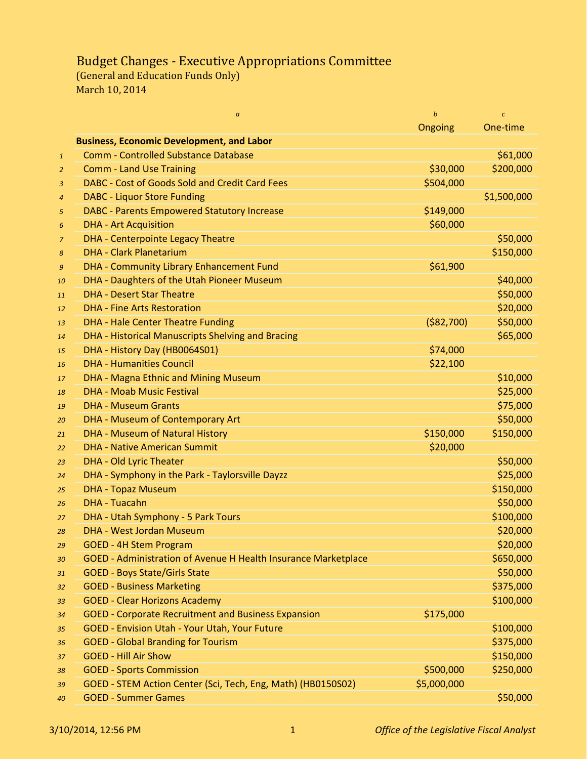# Budget Changes - Executive Appropriations Committee

(General and Education Funds Only)

March 10, 2014

| | a | b<br>Ongoing | c<br>One-time |
|---|---|---|---|
| | **Business, Economic Development, and Labor** | | |
| 1 | Comm - Controlled Substance Database | | $61,000 |
| 2 | Comm - Land Use Training | $30,000 | $200,000 |
| 3 | DABC - Cost of Goods Sold and Credit Card Fees | $504,000 | |
| 4 | DABC - Liquor Store Funding | | $1,500,000 |
| 5 | DABC - Parents Empowered Statutory Increase | $149,000 | |
| 6 | DHA - Art Acquisition | $60,000 | |
| 7 | DHA - Centerpointe Legacy Theatre | | $50,000 |
| 8 | DHA - Clark Planetarium | | $150,000 |
| 9 | DHA - Community Library Enhancement Fund | $61,900 | |
| 10 | DHA - Daughters of the Utah Pioneer Museum | | $40,000 |
| 11 | DHA - Desert Star Theatre | | $50,000 |
| 12 | DHA - Fine Arts Restoration | | $20,000 |
| 13 | DHA - Hale Center Theatre Funding | ($82,700) | $50,000 |
| 14 | DHA - Historical Manuscripts Shelving and Bracing | | $65,000 |
| 15 | DHA - History Day (HB0064S01) | $74,000 | |
| 16 | DHA - Humanities Council | $22,100 | |
| 17 | DHA - Magna Ethnic and Mining Museum | | $10,000 |
| 18 | DHA - Moab Music Festival | | $25,000 |
| 19 | DHA - Museum Grants | | $75,000 |
| 20 | DHA - Museum of Contemporary Art | | $50,000 |
| 21 | DHA - Museum of Natural History | $150,000 | $150,000 |
| 22 | DHA - Native American Summit | $20,000 | |
| 23 | DHA - Old Lyric Theater | | $50,000 |
| 24 | DHA - Symphony in the Park - Taylorsville Dayzz | | $25,000 |
| 25 | DHA - Topaz Museum | | $150,000 |
| 26 | DHA - Tuacahn | | $50,000 |
| 27 | DHA - Utah Symphony - 5 Park Tours | | $100,000 |
| 28 | DHA - West Jordan Museum | | $20,000 |
| 29 | GOED - 4H Stem Program | | $20,000 |
| 30 | GOED - Administration of Avenue H Health Insurance Marketplace | | $650,000 |
| 31 | GOED - Boys State/Girls State | | $50,000 |
| 32 | GOED - Business Marketing | | $375,000 |
| 33 | GOED - Clear Horizons Academy | | $100,000 |
| 34 | GOED - Corporate Recruitment and Business Expansion | $175,000 | |
| 35 | GOED - Envision Utah - Your Utah, Your Future | | $100,000 |
| 36 | GOED - Global Branding for Tourism | | $375,000 |
| 37 | GOED - Hill Air Show | | $150,000 |
| 38 | GOED - Sports Commission | $500,000 | $250,000 |
| 39 | GOED - STEM Action Center (Sci, Tech, Eng, Math) (HB0150S02) | $5,000,000 | |
| 40 | GOED - Summer Games | | $50,000 |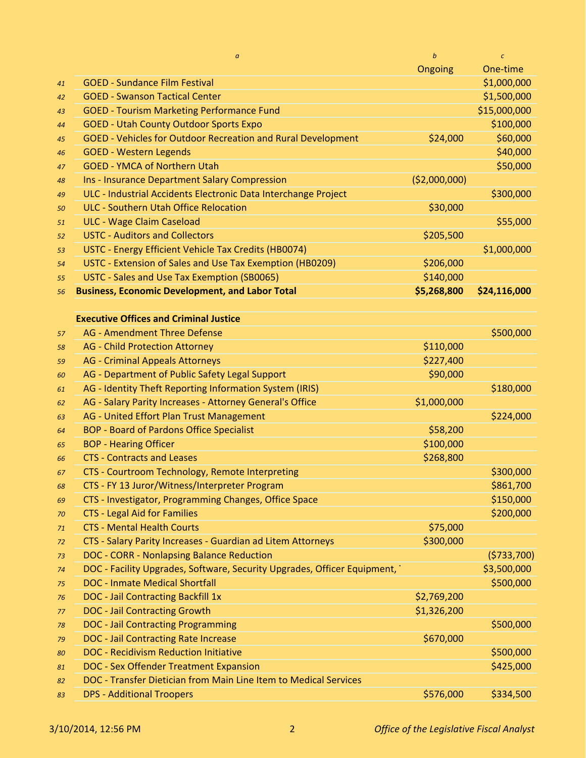| | a | b | c |
|---|---|---|---|
| | | Ongoing | One-time |
| 41 | GOED - Sundance Film Festival | | $1,000,000 |
| 42 | GOED - Swanson Tactical Center | | $1,500,000 |
| 43 | GOED - Tourism Marketing Performance Fund | | $15,000,000 |
| 44 | GOED - Utah County Outdoor Sports Expo | | $100,000 |
| 45 | GOED - Vehicles for Outdoor Recreation and Rural Development | $24,000 | $60,000 |
| 46 | GOED - Western Legends | | $40,000 |
| 47 | GOED - YMCA of Northern Utah | | $50,000 |
| 48 | Ins - Insurance Department Salary Compression | ($2,000,000) | |
| 49 | ULC - Industrial Accidents Electronic Data Interchange Project | | $300,000 |
| 50 | ULC - Southern Utah Office Relocation | $30,000 | |
| 51 | ULC - Wage Claim Caseload | | $55,000 |
| 52 | USTC - Auditors and Collectors | $205,500 | |
| 53 | USTC - Energy Efficient Vehicle Tax Credits (HB0074) | | $1,000,000 |
| 54 | USTC - Extension of Sales and Use Tax Exemption (HB0209) | $206,000 | |
| 55 | USTC - Sales and Use Tax Exemption (SB0065) | $140,000 | |
| 56 | **Business, Economic Development, and Labor Total** | **$5,268,800** | **$24,116,000** |
| | | | |
| | **Executive Offices and Criminal Justice** | | |
| 57 | AG - Amendment Three Defense | | $500,000 |
| 58 | AG - Child Protection Attorney | $110,000 | |
| 59 | AG - Criminal Appeals Attorneys | $227,400 | |
| 60 | AG - Department of Public Safety Legal Support | $90,000 | |
| 61 | AG - Identity Theft Reporting Information System (IRIS) | | $180,000 |
| 62 | AG - Salary Parity Increases - Attorney General's Office | $1,000,000 | |
| 63 | AG - United Effort Plan Trust Management | | $224,000 |
| 64 | BOP - Board of Pardons Office Specialist | $58,200 | |
| 65 | BOP - Hearing Officer | $100,000 | |
| 66 | CTS - Contracts and Leases | $268,800 | |
| 67 | CTS - Courtroom Technology, Remote Interpreting | | $300,000 |
| 68 | CTS - FY 13 Juror/Witness/Interpreter Program | | $861,700 |
| 69 | CTS - Investigator, Programming Changes, Office Space | | $150,000 |
| 70 | CTS - Legal Aid for Families | | $200,000 |
| 71 | CTS - Mental Health Courts | $75,000 | |
| 72 | CTS - Salary Parity Increases - Guardian ad Litem Attorneys | $300,000 | |
| 73 | DOC - CORR - Nonlapsing Balance Reduction | | ($733,700) |
| 74 | DOC - Facility Upgrades, Software, Security Upgrades, Officer Equipment, | | $3,500,000 |
| 75 | DOC - Inmate Medical Shortfall | | $500,000 |
| 76 | DOC - Jail Contracting Backfill 1x | $2,769,200 | |
| 77 | DOC - Jail Contracting Growth | $1,326,200 | |
| 78 | DOC - Jail Contracting Programming | | $500,000 |
| 79 | DOC - Jail Contracting Rate Increase | $670,000 | |
| 80 | DOC - Recidivism Reduction Initiative | | $500,000 |
| 81 | DOC - Sex Offender Treatment Expansion | | $425,000 |
| 82 | DOC - Transfer Dietician from Main Line Item to Medical Services | | |
| 83 | DPS - Additional Troopers | $576,000 | $334,500 |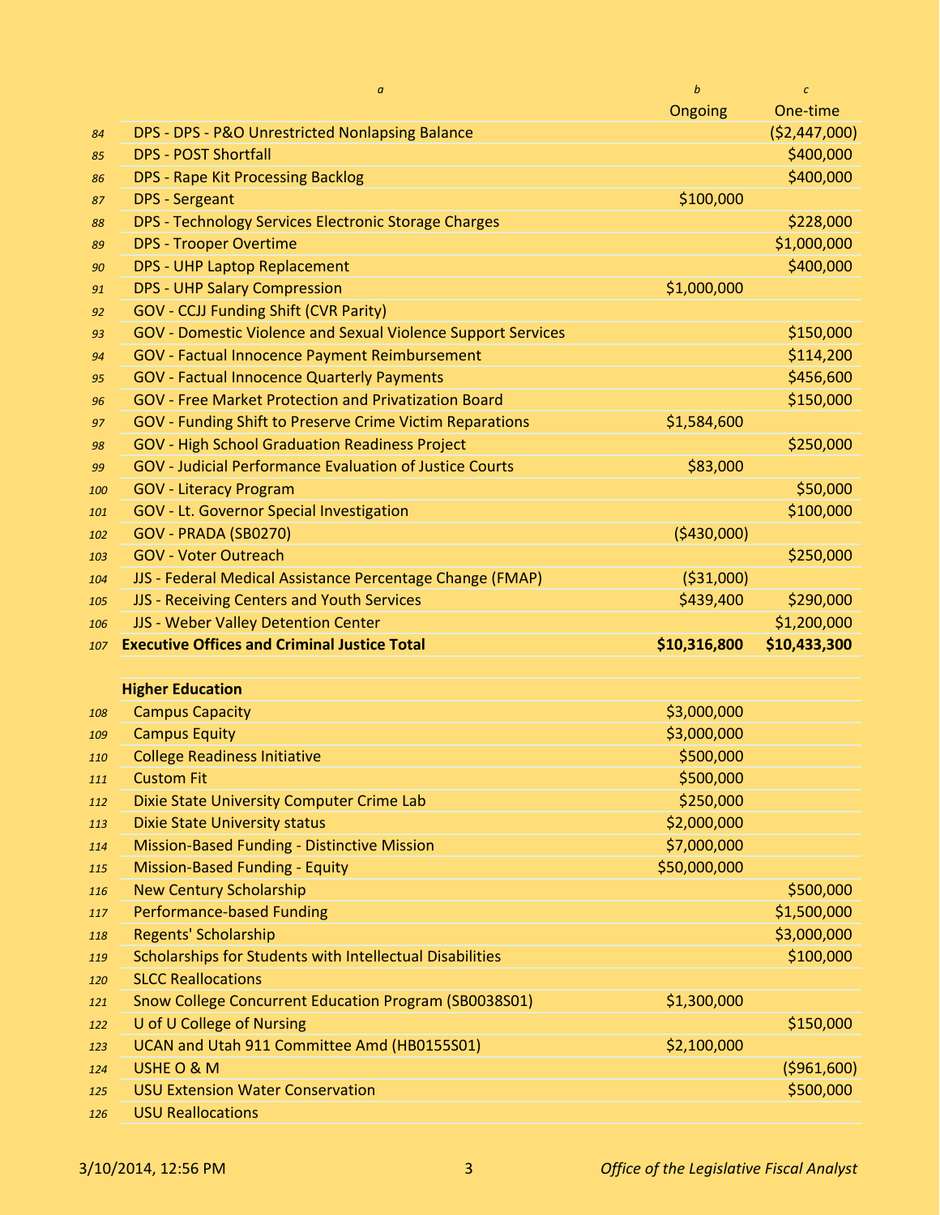| | a | b | c |
|---|---|---|---|
| | | Ongoing | One-time |
| 84 | DPS - DPS - P&O Unrestricted Nonlapsing Balance | | ($2,447,000) |
| 85 | DPS - POST Shortfall | | $400,000 |
| 86 | DPS - Rape Kit Processing Backlog | | $400,000 |
| 87 | DPS - Sergeant | $100,000 | |
| 88 | DPS - Technology Services Electronic Storage Charges | | $228,000 |
| 89 | DPS - Trooper Overtime | | $1,000,000 |
| 90 | DPS - UHP Laptop Replacement | | $400,000 |
| 91 | DPS - UHP Salary Compression | $1,000,000 | |
| 92 | GOV - CCJJ Funding Shift (CVR Parity) | | |
| 93 | GOV - Domestic Violence and Sexual Violence Support Services | | $150,000 |
| 94 | GOV - Factual Innocence Payment Reimbursement | | $114,200 |
| 95 | GOV - Factual Innocence Quarterly Payments | | $456,600 |
| 96 | GOV - Free Market Protection and Privatization Board | | $150,000 |
| 97 | GOV - Funding Shift to Preserve Crime Victim Reparations | $1,584,600 | |
| 98 | GOV - High School Graduation Readiness Project | | $250,000 |
| 99 | GOV - Judicial Performance Evaluation of Justice Courts | $83,000 | |
| 100 | GOV - Literacy Program | | $50,000 |
| 101 | GOV - Lt. Governor Special Investigation | | $100,000 |
| 102 | GOV - PRADA (SB0270) | ($430,000) | |
| 103 | GOV - Voter Outreach | | $250,000 |
| 104 | JJS - Federal Medical Assistance Percentage Change (FMAP) | ($31,000) | |
| 105 | JJS - Receiving Centers and Youth Services | $439,400 | $290,000 |
| 106 | JJS - Weber Valley Detention Center | | $1,200,000 |
| 107 | **Executive Offices and Criminal Justice Total** | **$10,316,800** | **$10,433,300** |
| | | | |
| | **Higher Education** | | |
| 108 | Campus Capacity | $3,000,000 | |
| 109 | Campus Equity | $3,000,000 | |
| 110 | College Readiness Initiative | $500,000 | |
| 111 | Custom Fit | $500,000 | |
| 112 | Dixie State University Computer Crime Lab | $250,000 | |
| 113 | Dixie State University status | $2,000,000 | |
| 114 | Mission-Based Funding - Distinctive Mission | $7,000,000 | |
| 115 | Mission-Based Funding - Equity | $50,000,000 | |
| 116 | New Century Scholarship | | $500,000 |
| 117 | Performance-based Funding | | $1,500,000 |
| 118 | Regents' Scholarship | | $3,000,000 |
| 119 | Scholarships for Students with Intellectual Disabilities | | $100,000 |
| 120 | SLCC Reallocations | | |
| 121 | Snow College Concurrent Education Program (SB0038S01) | $1,300,000 | |
| 122 | U of U College of Nursing | | $150,000 |
| 123 | UCAN and Utah 911 Committee Amd (HB0155S01) | $2,100,000 | |
| 124 | USHE O & M | | ($961,600) |
| 125 | USU Extension Water Conservation | | $500,000 |
| 126 | USU Reallocations | | |

3/10/2014, 12:56 PM *Office of the Legislative Fiscal Analyst*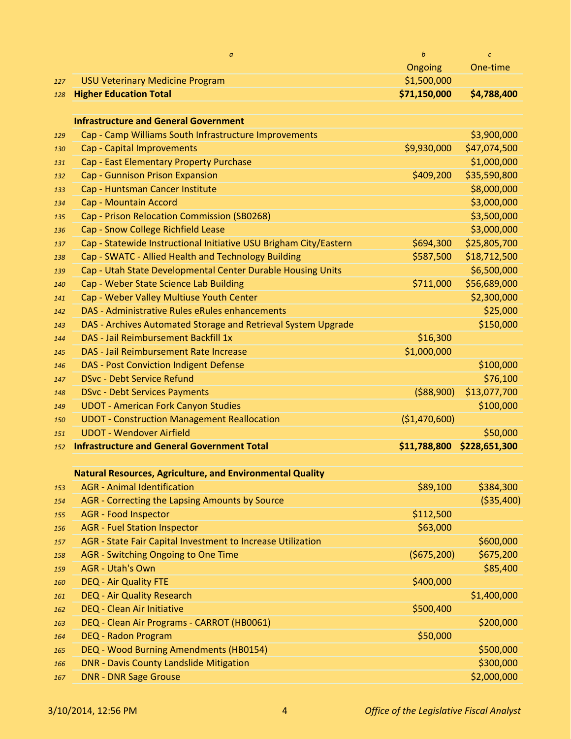| | a | b | c |
|---|---|---|---|
| | | Ongoing | One-time |
| 127 | USU Veterinary Medicine Program | $1,500,000 | |
| 128 | **Higher Education Total** | **$71,150,000** | **$4,788,400** |
| | | | |
| | **Infrastructure and General Government** | | |
| 129 | Cap - Camp Williams South Infrastructure Improvements | | $3,900,000 |
| 130 | Cap - Capital Improvements | $9,930,000 | $47,074,500 |
| 131 | Cap - East Elementary Property Purchase | | $1,000,000 |
| 132 | Cap - Gunnison Prison Expansion | $409,200 | $35,590,800 |
| 133 | Cap - Huntsman Cancer Institute | | $8,000,000 |
| 134 | Cap - Mountain Accord | | $3,000,000 |
| 135 | Cap - Prison Relocation Commission (SB0268) | | $3,500,000 |
| 136 | Cap - Snow College Richfield Lease | | $3,000,000 |
| 137 | Cap - Statewide Instructional Initiative USU Brigham City/Eastern | $694,300 | $25,805,700 |
| 138 | Cap - SWATC - Allied Health and Technology Building | $587,500 | $18,712,500 |
| 139 | Cap - Utah State Developmental Center Durable Housing Units | | $6,500,000 |
| 140 | Cap - Weber State Science Lab Building | $711,000 | $56,689,000 |
| 141 | Cap - Weber Valley Multiuse Youth Center | | $2,300,000 |
| 142 | DAS - Administrative Rules eRules enhancements | | $25,000 |
| 143 | DAS - Archives Automated Storage and Retrieval System Upgrade | | $150,000 |
| 144 | DAS - Jail Reimbursement Backfill 1x | $16,300 | |
| 145 | DAS - Jail Reimbursement Rate Increase | $1,000,000 | |
| 146 | DAS - Post Conviction Indigent Defense | | $100,000 |
| 147 | DSvc - Debt Service Refund | | $76,100 |
| 148 | DSvc - Debt Services Payments | ($88,900) | $13,077,700 |
| 149 | UDOT - American Fork Canyon Studies | | $100,000 |
| 150 | UDOT - Construction Management Reallocation | ($1,470,600) | |
| 151 | UDOT - Wendover Airfield | | $50,000 |
| 152 | **Infrastructure and General Government Total** | **$11,788,800** | **$228,651,300** |
| | | | |
| | **Natural Resources, Agriculture, and Environmental Quality** | | |
| 153 | AGR - Animal Identification | $89,100 | $384,300 |
| 154 | AGR - Correcting the Lapsing Amounts by Source | | ($35,400) |
| 155 | AGR - Food Inspector | $112,500 | |
| 156 | AGR - Fuel Station Inspector | $63,000 | |
| 157 | AGR - State Fair Capital Investment to Increase Utilization | | $600,000 |
| 158 | AGR - Switching Ongoing to One Time | ($675,200) | $675,200 |
| 159 | AGR - Utah's Own | | $85,400 |
| 160 | DEQ - Air Quality FTE | $400,000 | |
| 161 | DEQ - Air Quality Research | | $1,400,000 |
| 162 | DEQ - Clean Air Initiative | $500,400 | |
| 163 | DEQ - Clean Air Programs - CARROT (HB0061) | | $200,000 |
| 164 | DEQ - Radon Program | $50,000 | |
| 165 | DEQ - Wood Burning Amendments (HB0154) | | $500,000 |
| 166 | DNR - Davis County Landslide Mitigation | | $300,000 |
| 167 | DNR - DNR Sage Grouse | | $2,000,000 |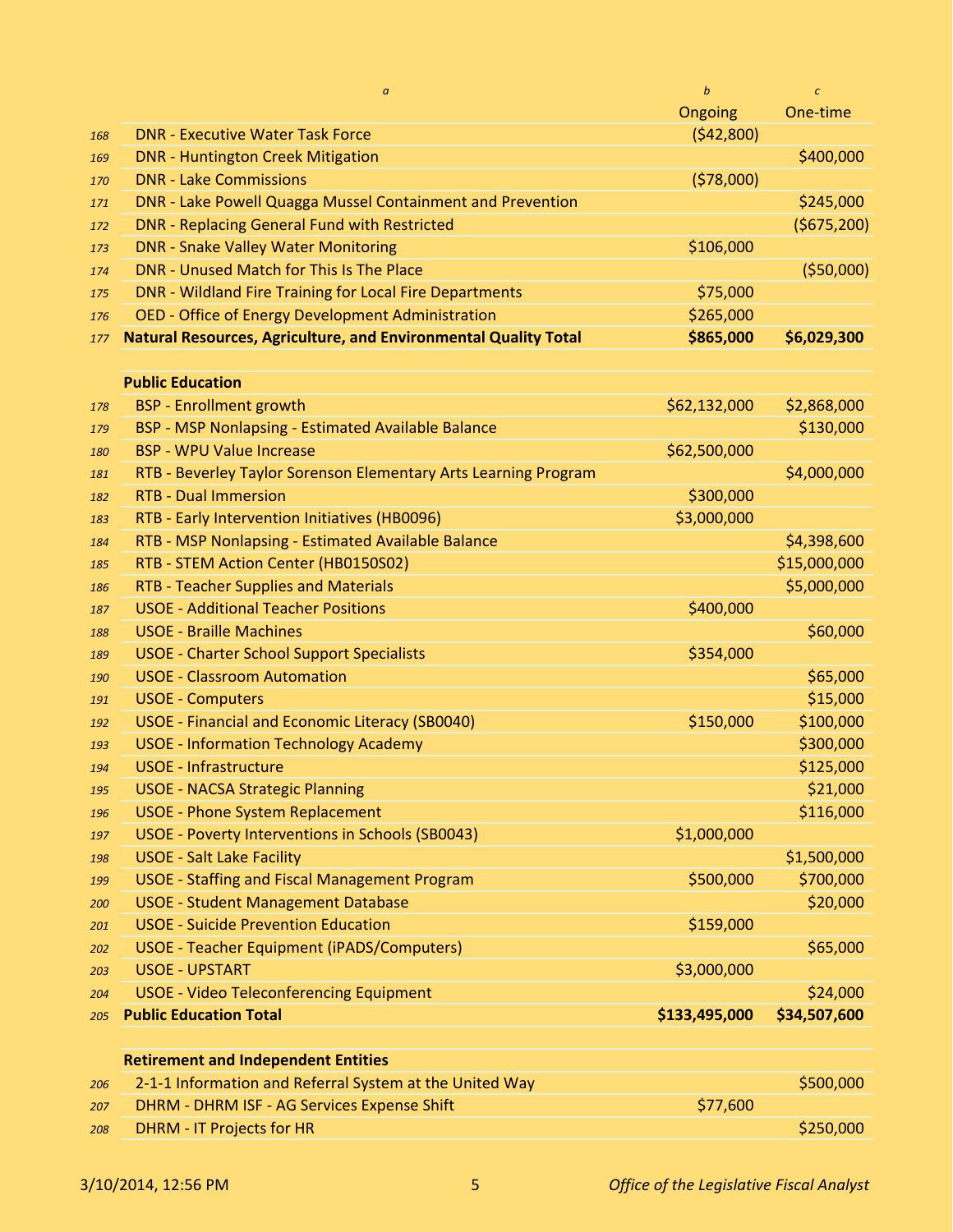| | a | b | c |
|---|---|---|---|
| | | Ongoing | One-time |
| 168 | DNR - Executive Water Task Force | ($42,800) | |
| 169 | DNR - Huntington Creek Mitigation | | $400,000 |
| 170 | DNR - Lake Commissions | ($78,000) | |
| 171 | DNR - Lake Powell Quagga Mussel Containment and Prevention | | $245,000 |
| 172 | DNR - Replacing General Fund with Restricted | | ($675,200) |
| 173 | DNR - Snake Valley Water Monitoring | $106,000 | |
| 174 | DNR - Unused Match for This Is The Place | | ($50,000) |
| 175 | DNR - Wildland Fire Training for Local Fire Departments | $75,000 | |
| 176 | OED - Office of Energy Development Administration | $265,000 | |
| 177 | **Natural Resources, Agriculture, and Environmental Quality Total** | **$865,000** | **$6,029,300** |
| | | | |
| | **Public Education** | | |
| 178 | BSP - Enrollment growth | $62,132,000 | $2,868,000 |
| 179 | BSP - MSP Nonlapsing - Estimated Available Balance | | $130,000 |
| 180 | BSP - WPU Value Increase | $62,500,000 | |
| 181 | RTB - Beverley Taylor Sorenson Elementary Arts Learning Program | | $4,000,000 |
| 182 | RTB - Dual Immersion | $300,000 | |
| 183 | RTB - Early Intervention Initiatives (HB0096) | $3,000,000 | |
| 184 | RTB - MSP Nonlapsing - Estimated Available Balance | | $4,398,600 |
| 185 | RTB - STEM Action Center (HB0150S02) | | $15,000,000 |
| 186 | RTB - Teacher Supplies and Materials | | $5,000,000 |
| 187 | USOE - Additional Teacher Positions | $400,000 | |
| 188 | USOE - Braille Machines | | $60,000 |
| 189 | USOE - Charter School Support Specialists | $354,000 | |
| 190 | USOE - Classroom Automation | | $65,000 |
| 191 | USOE - Computers | | $15,000 |
| 192 | USOE - Financial and Economic Literacy (SB0040) | $150,000 | $100,000 |
| 193 | USOE - Information Technology Academy | | $300,000 |
| 194 | USOE - Infrastructure | | $125,000 |
| 195 | USOE - NACSA Strategic Planning | | $21,000 |
| 196 | USOE - Phone System Replacement | | $116,000 |
| 197 | USOE - Poverty Interventions in Schools (SB0043) | $1,000,000 | |
| 198 | USOE - Salt Lake Facility | | $1,500,000 |
| 199 | USOE - Staffing and Fiscal Management Program | $500,000 | $700,000 |
| 200 | USOE - Student Management Database | | $20,000 |
| 201 | USOE - Suicide Prevention Education | $159,000 | |
| 202 | USOE - Teacher Equipment (iPADS/Computers) | | $65,000 |
| 203 | USOE - UPSTART | $3,000,000 | |
| 204 | USOE - Video Teleconferencing Equipment | | $24,000 |
| 205 | **Public Education Total** | **$133,495,000** | **$34,507,600** |
| | | | |
| | **Retirement and Independent Entities** | | |
| 206 | 2-1-1 Information and Referral System at the United Way | | $500,000 |
| 207 | DHRM - DHRM ISF - AG Services Expense Shift | $77,600 | |
| 208 | DHRM - IT Projects for HR | | $250,000 |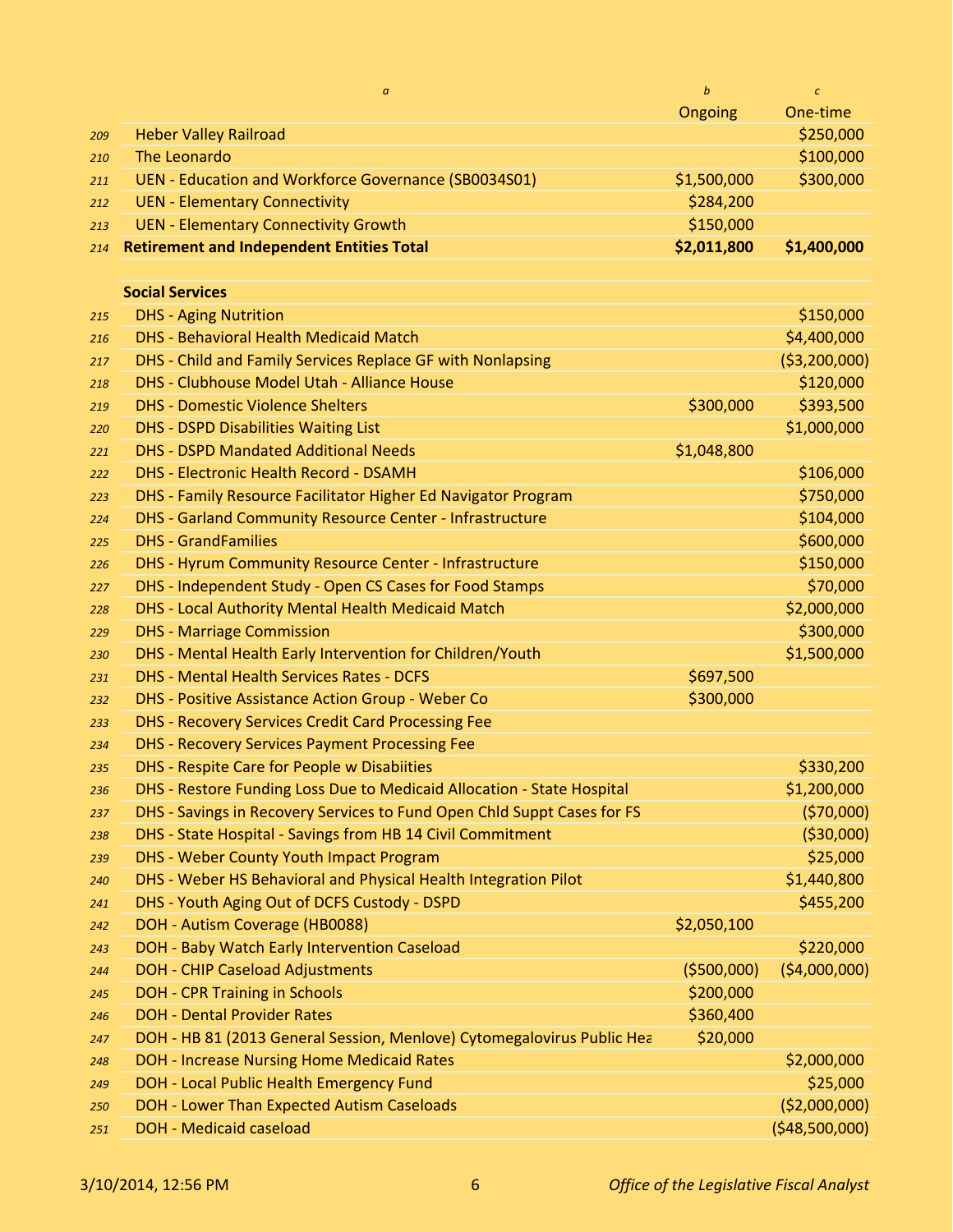| | a | b | c |
|---|---|---|---|
| | | Ongoing | One-time |
| 209 | Heber Valley Railroad | | $250,000 |
| 210 | The Leonardo | | $100,000 |
| 211 | UEN - Education and Workforce Governance (SB0034S01) | $1,500,000 | $300,000 |
| 212 | UEN - Elementary Connectivity | $284,200 | |
| 213 | UEN - Elementary Connectivity Growth | $150,000 | |
| 214 | **Retirement and Independent Entities Total** | **$2,011,800** | **$1,400,000** |
| | | | |
| | **Social Services** | | |
| 215 | DHS - Aging Nutrition | | $150,000 |
| 216 | DHS - Behavioral Health Medicaid Match | | $4,400,000 |
| 217 | DHS - Child and Family Services Replace GF with Nonlapsing | | ($3,200,000) |
| 218 | DHS - Clubhouse Model Utah - Alliance House | | $120,000 |
| 219 | DHS - Domestic Violence Shelters | $300,000 | $393,500 |
| 220 | DHS - DSPD Disabilities Waiting List | | $1,000,000 |
| 221 | DHS - DSPD Mandated Additional Needs | $1,048,800 | |
| 222 | DHS - Electronic Health Record - DSAMH | | $106,000 |
| 223 | DHS - Family Resource Facilitator Higher Ed Navigator Program | | $750,000 |
| 224 | DHS - Garland Community Resource Center - Infrastructure | | $104,000 |
| 225 | DHS - GrandFamilies | | $600,000 |
| 226 | DHS - Hyrum Community Resource Center - Infrastructure | | $150,000 |
| 227 | DHS - Independent Study - Open CS Cases for Food Stamps | | $70,000 |
| 228 | DHS - Local Authority Mental Health Medicaid Match | | $2,000,000 |
| 229 | DHS - Marriage Commission | | $300,000 |
| 230 | DHS - Mental Health Early Intervention for Children/Youth | | $1,500,000 |
| 231 | DHS - Mental Health Services Rates - DCFS | $697,500 | |
| 232 | DHS - Positive Assistance Action Group - Weber Co | $300,000 | |
| 233 | DHS - Recovery Services Credit Card Processing Fee | | |
| 234 | DHS - Recovery Services Payment Processing Fee | | |
| 235 | DHS - Respite Care for People w Disabiities | | $330,200 |
| 236 | DHS - Restore Funding Loss Due to Medicaid Allocation - State Hospital | | $1,200,000 |
| 237 | DHS - Savings in Recovery Services to Fund Open Chld Suppt Cases for FS | | ($70,000) |
| 238 | DHS - State Hospital - Savings from HB 14 Civil Commitment | | ($30,000) |
| 239 | DHS - Weber County Youth Impact Program | | $25,000 |
| 240 | DHS - Weber HS Behavioral and Physical Health Integration Pilot | | $1,440,800 |
| 241 | DHS - Youth Aging Out of DCFS Custody - DSPD | | $455,200 |
| 242 | DOH - Autism Coverage (HB0088) | $2,050,100 | |
| 243 | DOH - Baby Watch Early Intervention Caseload | | $220,000 |
| 244 | DOH - CHIP Caseload Adjustments | ($500,000) | ($4,000,000) |
| 245 | DOH - CPR Training in Schools | $200,000 | |
| 246 | DOH - Dental Provider Rates | $360,400 | |
| 247 | DOH - HB 81 (2013 General Session, Menlove) Cytomegalovirus Public Hea | $20,000 | |
| 248 | DOH - Increase Nursing Home Medicaid Rates | | $2,000,000 |
| 249 | DOH - Local Public Health Emergency Fund | | $25,000 |
| 250 | DOH - Lower Than Expected Autism Caseloads | | ($2,000,000) |
| 251 | DOH - Medicaid caseload | | ($48,500,000) |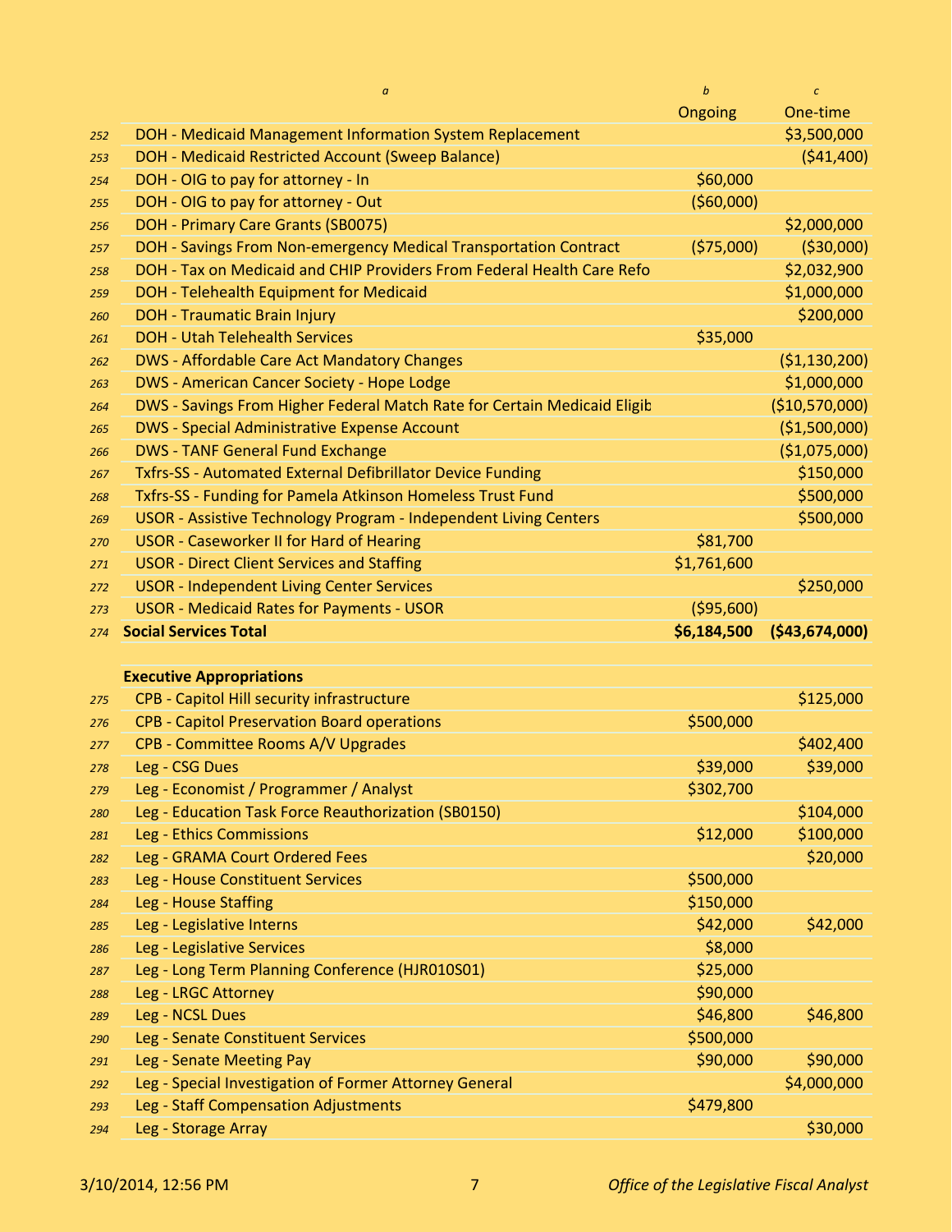| | a | b | c |
|---|---|---|---|
| | | Ongoing | One-time |
| 252 | DOH - Medicaid Management Information System Replacement | | $3,500,000 |
| 253 | DOH - Medicaid Restricted Account (Sweep Balance) | | ($41,400) |
| 254 | DOH - OIG to pay for attorney - In | $60,000 | |
| 255 | DOH - OIG to pay for attorney - Out | ($60,000) | |
| 256 | DOH - Primary Care Grants (SB0075) | | $2,000,000 |
| 257 | DOH - Savings From Non-emergency Medical Transportation Contract | ($75,000) | ($30,000) |
| 258 | DOH - Tax on Medicaid and CHIP Providers From Federal Health Care Refo | | $2,032,900 |
| 259 | DOH - Telehealth Equipment for Medicaid | | $1,000,000 |
| 260 | DOH - Traumatic Brain Injury | | $200,000 |
| 261 | DOH - Utah Telehealth Services | $35,000 | |
| 262 | DWS - Affordable Care Act Mandatory Changes | | ($1,130,200) |
| 263 | DWS - American Cancer Society - Hope Lodge | | $1,000,000 |
| 264 | DWS - Savings From Higher Federal Match Rate for Certain Medicaid Eligib | | ($10,570,000) |
| 265 | DWS - Special Administrative Expense Account | | ($1,500,000) |
| 266 | DWS - TANF General Fund Exchange | | ($1,075,000) |
| 267 | Txfrs-SS - Automated External Defibrillator Device Funding | | $150,000 |
| 268 | Txfrs-SS - Funding for Pamela Atkinson Homeless Trust Fund | | $500,000 |
| 269 | USOR - Assistive Technology Program - Independent Living Centers | | $500,000 |
| 270 | USOR - Caseworker II for Hard of Hearing | $81,700 | |
| 271 | USOR - Direct Client Services and Staffing | $1,761,600 | |
| 272 | USOR - Independent Living Center Services | | $250,000 |
| 273 | USOR - Medicaid Rates for Payments - USOR | ($95,600) | |
| 274 | **Social Services Total** | **$6,184,500** | **($43,674,000)** |
| | | | |
| | **Executive Appropriations** | | |
| 275 | CPB - Capitol Hill security infrastructure | | $125,000 |
| 276 | CPB - Capitol Preservation Board operations | $500,000 | |
| 277 | CPB - Committee Rooms A/V Upgrades | | $402,400 |
| 278 | Leg - CSG Dues | $39,000 | $39,000 |
| 279 | Leg - Economist / Programmer / Analyst | $302,700 | |
| 280 | Leg - Education Task Force Reauthorization (SB0150) | | $104,000 |
| 281 | Leg - Ethics Commissions | $12,000 | $100,000 |
| 282 | Leg - GRAMA Court Ordered Fees | | $20,000 |
| 283 | Leg - House Constituent Services | $500,000 | |
| 284 | Leg - House Staffing | $150,000 | |
| 285 | Leg - Legislative Interns | $42,000 | $42,000 |
| 286 | Leg - Legislative Services | $8,000 | |
| 287 | Leg - Long Term Planning Conference (HJR010S01) | $25,000 | |
| 288 | Leg - LRGC Attorney | $90,000 | |
| 289 | Leg - NCSL Dues | $46,800 | $46,800 |
| 290 | Leg - Senate Constituent Services | $500,000 | |
| 291 | Leg - Senate Meeting Pay | $90,000 | $90,000 |
| 292 | Leg - Special Investigation of Former Attorney General | | $4,000,000 |
| 293 | Leg - Staff Compensation Adjustments | $479,800 | |
| 294 | Leg - Storage Array | | $30,000 |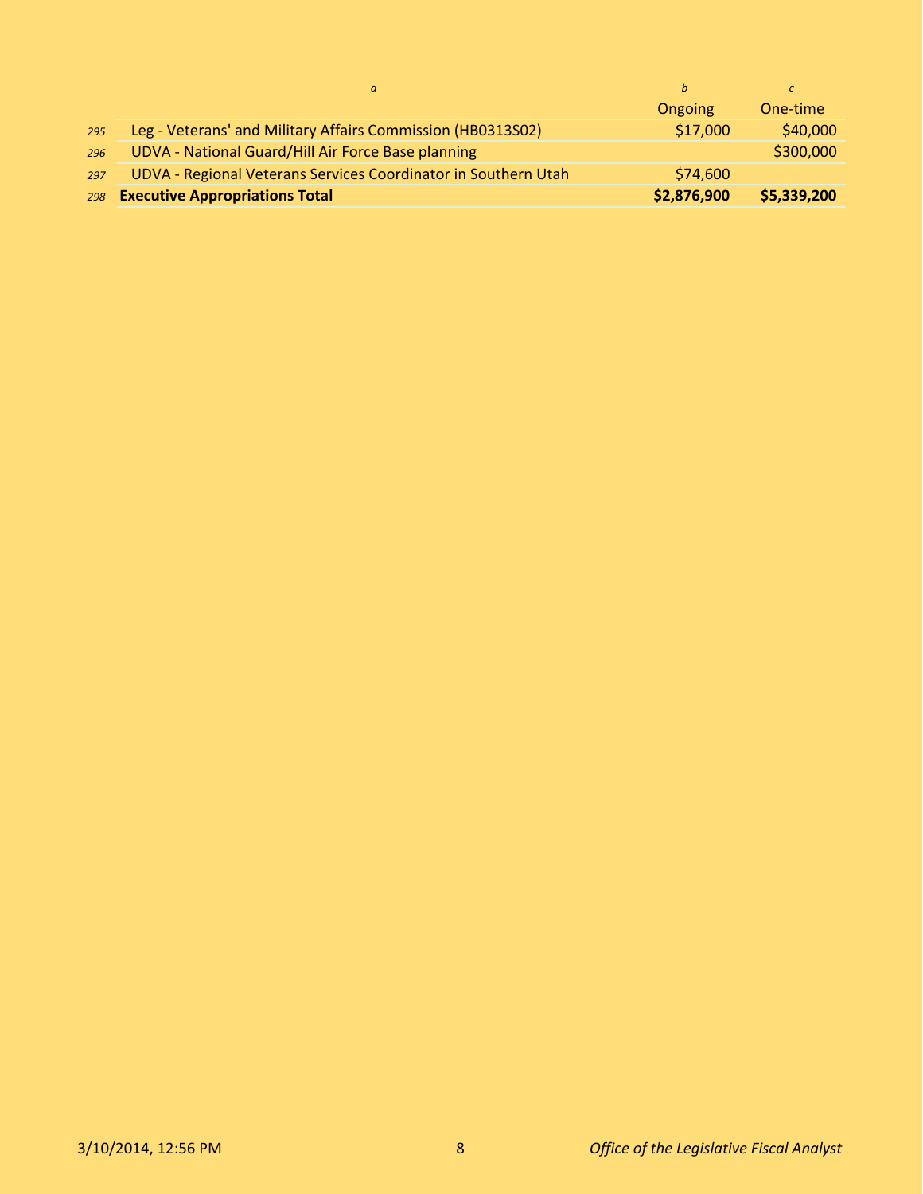| | a | b | c |
|---|---|---|---|
| | | Ongoing | One-time |
| 295 | Leg - Veterans' and Military Affairs Commission (HB0313S02) | $17,000 | $40,000 |
| 296 | UDVA - National Guard/Hill Air Force Base planning | | $300,000 |
| 297 | UDVA - Regional Veterans Services Coordinator in Southern Utah | $74,600 | |
| 298 | **Executive Appropriations Total** | **$2,876,900** | **$5,339,200** |